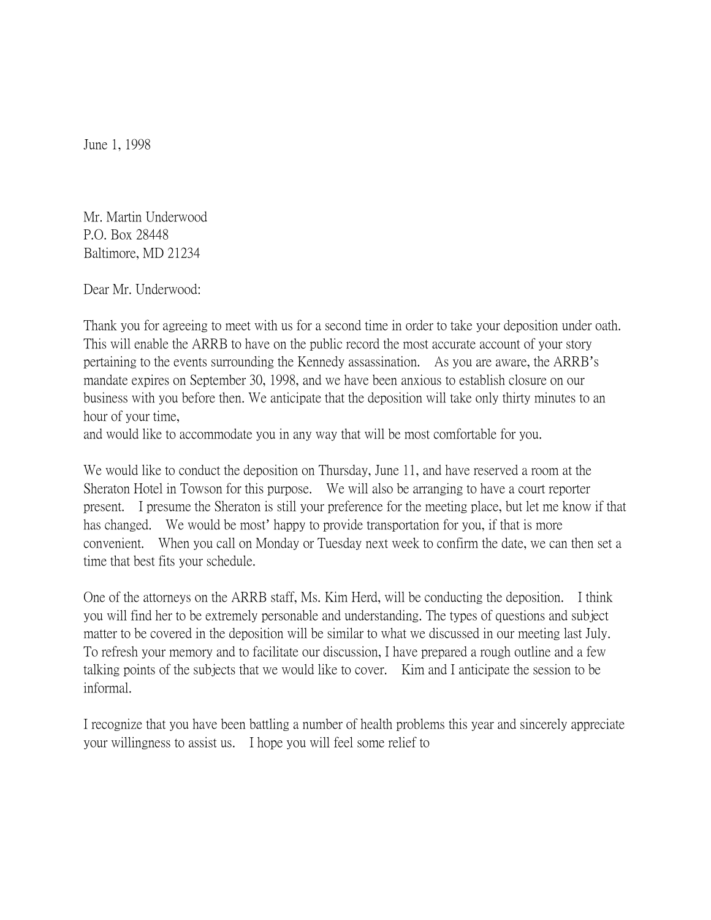June 1, 1998

Mr. Martin Underwood
P.O. Box 28448
Baltimore, MD 21234

Dear Mr. Underwood:

Thank you for agreeing to meet with us for a second time in order to take your deposition under oath. This will enable the ARRB to have on the public record the most accurate account of your story pertaining to the events surrounding the Kennedy assassination. As you are aware, the ARRB's mandate expires on September 30, 1998, and we have been anxious to establish closure on our business with you before then. We anticipate that the deposition will take only thirty minutes to an hour of your time,
and would like to accommodate you in any way that will be most comfortable for you.

We would like to conduct the deposition on Thursday, June 11, and have reserved a room at the Sheraton Hotel in Towson for this purpose. We will also be arranging to have a court reporter present. I presume the Sheraton is still your preference for the meeting place, but let me know if that has changed. We would be most' happy to provide transportation for you, if that is more convenient. When you call on Monday or Tuesday next week to confirm the date, we can then set a time that best fits your schedule.

One of the attorneys on the ARRB staff, Ms. Kim Herd, will be conducting the deposition. I think you will find her to be extremely personable and understanding. The types of questions and subject matter to be covered in the deposition will be similar to what we discussed in our meeting last July. To refresh your memory and to facilitate our discussion, I have prepared a rough outline and a few talking points of the subjects that we would like to cover. Kim and I anticipate the session to be informal.

I recognize that you have been battling a number of health problems this year and sincerely appreciate your willingness to assist us. I hope you will feel some relief to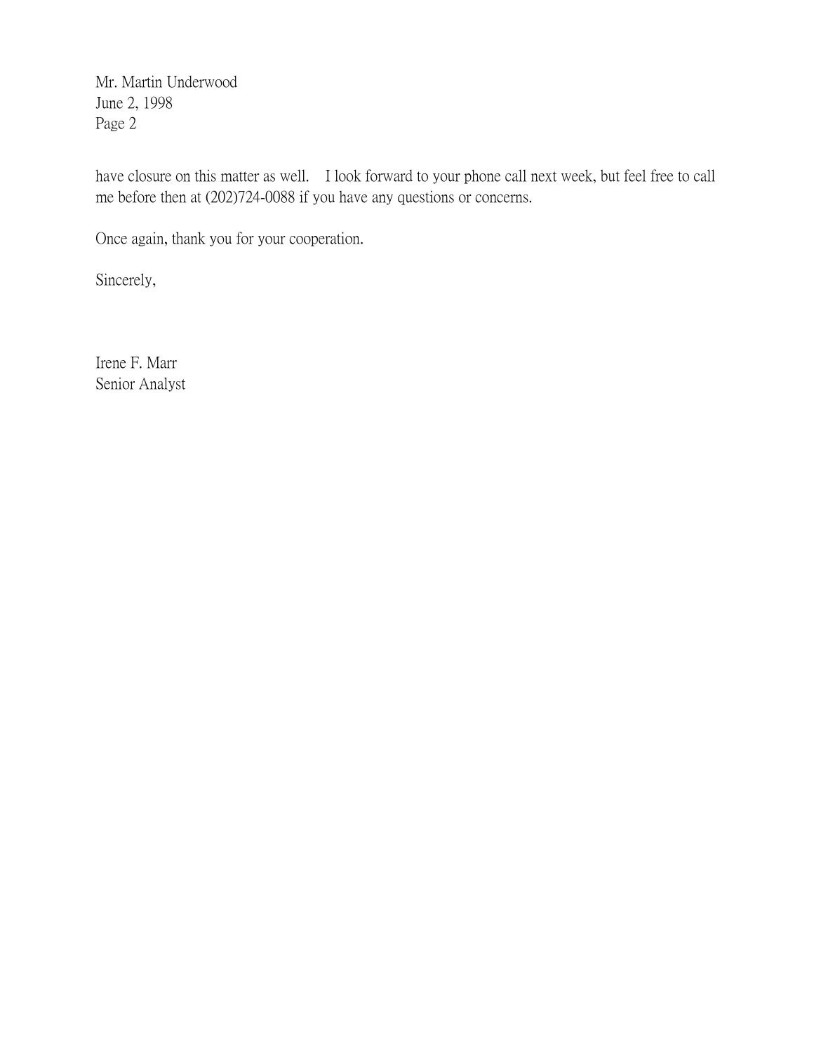have closure on this matter as well. I look forward to your phone call next week, but feel free to call me before then at (202)724-0088 if you have any questions or concerns.

Once again, thank you for your cooperation.

Sincerely,

Irene F. Marr
Senior Analyst